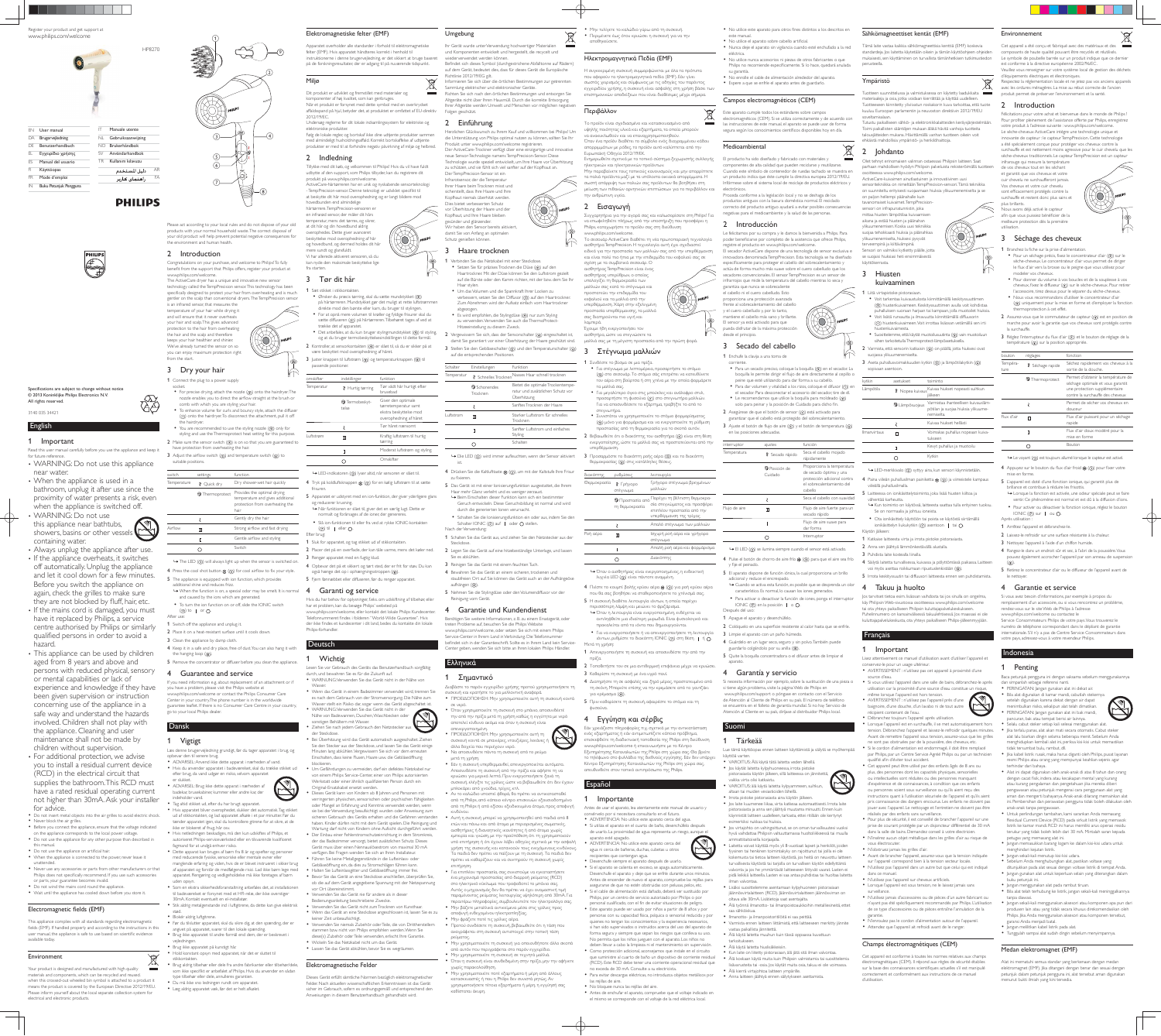Register your product and get support at
www.philips.com/welcome

HP8270

| | | | |
|---|---|---|---|
| EN | User manual | IT | Manuale utente |
| DA | Brugervejledning | NL | Gebruiksaanwijzing |
| DE | Benutzerhandbuch | NO | Brukerhåndbok |
| EL | Εγχειρίδιο χρήσης | SV | Användarhandbok |
| ES | Manual del usuario | TR | Kullanım kılavuzu |
| FI | Käyttöopas | AR | دليل المستخدم |
| FR | Mode d'emploi | FA | راهنمای کاربر |
| IN | Buku Petunjuk Pengguna | | |

PHILIPS

Specifications are subject to change without notice
© 2013 Koninklijke Philips Electronics N.V.
All rights reserved.

3140 035 34421

## English

### 1 Important

Read this user manual carefully before you use the appliance and keep it for future reference.

- WARNING: Do not use this appliance near water.
- When the appliance is used in a bathroom, unplug it after use since the proximity of water presents a risk, even when the appliance is switched off.
- WARNING: Do not use this appliance near bathtubs, showers, basins or other vessels containing water.
- Always unplug the appliance after use.
- If the appliance overheats, it switches off automatically. Unplug the appliance and let it cool down for a few minutes. Before you switch the appliance on again, check the grilles to make sure they are not blocked by fluff, hair, etc.
- If the mains cord is damaged, you must have it replaced by Philips, a service centre authorised by Philips or similarly qualified persons in order to avoid a hazard.
- This appliance can be used by children aged from 8 years and above and persons with reduced physical, sensory or mental capabilities or lack of experience and knowledge if they have been given supervision or instruction concerning use of the appliance in a safe way and understand the hazards involved. Children shall not play with the appliance. Cleaning and user maintenance shall not be made by children without supervision.
- For additional protection, we advise you to install a residual current device (RCD) in the electrical circuit that supplies the bathroom. This RCD must have a rated residual operating current not higher than 30mA. Ask your installer for advice.
- Do not insert metal objects into the air grilles to avoid electric shock.
- Never block the air grilles.
- Before you connect the appliance, ensure that the voltage indicated on the appliance corresponds to the local power voltage.
- Do not use the appliance for any other purpose than described in this manual.
- Do not use the appliance on artificial hair.
- When the appliance is connected to the power, never leave it unattended.
- Never use any accessories or parts from other manufacturers or that Philips does not specifically recommend. If you use such accessories or parts, your guarantee becomes invalid.
- Do not wind the mains cord round the appliance.
- Wait until the appliance has cooled down before you store it.

#### Electromagnetic fields (EMF)

This appliance complies with all standards regarding electromagnetic fields (EMF). If handled properly and according to the instructions in this user manual, the appliance is safe to use based on scientific evidence available today.

#### Environment

Your product is designed and manufactured with high quality materials and components, which can be recycled and reused. When this crossed-out wheeled bin symbol is attached to a product it means the product is covered by the European Directive 2012/19/EU. Please inform yourself about the local separate collection system for electrical and electronic products.

Please act according to your local rules and do not dispose of your old products with your normal household waste. The correct disposal of your old product will help prevent potential negative consequences for the environment and human health.

### 2 Introduction

Congratulations on your purchase, and welcome to Philips! To fully benefit from the support that Philips offers, register your product at www.philips.com/welcome.

The ActiveCare dryer has a unique and innovative new sensor technology called the TempPrecision sensor. This technology has been specifically designed to protect your hair from overheating and is much gentler on the scalp than conventional dryers. The TempPrecision sensor is an infrared sensor, that measures the temperature of your hair while drying it and will ensure that it never overheats your hair and scalp. This gives advanced protection to the hair from overheating the hair and the scalp and therefore keeps your hair healthier and shinier. We've already turned the sensor on so you can enjoy maximum protection right from the start.

### 3 Dry your hair

1. Connect the plug to a power supply socket.
   - For precise drying, attach the nozzle (⑨) onto the hairdryer. The nozzle enables you to direct the airflow straight at the brush or comb with which you are styling your hair.
   - To enhance volume for curly and bouncy style, attach the diffuser (⑩) onto the hairdryer. To detach the attachment, pull it off the hairdryer.
   - You are recommended to use the styling nozzle (⑨) only for styling and use the Thermoprotect heat setting for this purpose.
2. Make sure the sensor switch (⑥) is on so that you are guaranteed to have protection from overheating the hair.
3. Adjust the airflow switch (④) and temperature switch (③) to suitable positions.

| switch | settings | function |
|---|---|---|
| Temperature | Quick dry | Dry shower-wet hair quickly |
| | Thermoprotect | Provides the optimal drying temperature and gives additional protection from overheating the hair |
| | | Gently dry the hair |
| Airflow | | Strong airflow and fast drying |
| | | Gentle airflow and styling |
| | O | Switch |

→ The LED (⑧) will always light up when the sensor is switched on.

4. Press the cool shot button (②) for cool airflow to fix your style.
5. The appliance is equipped with ion function, which provides additional shine and reduces frizz.
   → When the function is on, a special odour may be smelt. It is normal and caused by the ions which are generated.
   - To turn the ion function on or off, slide the IONIC switch (⑤) to | or O.

After use:

1. Switch off the appliance and unplug it.
2. Place it on a heat-resistant surface until it cools down.
3. Clean the appliance by damp cloth.
4. Keep it in a safe and dry place, free of dust. You can also hang it with the hanging loop (⑦).
5. Remove the concentrator or diffuser before you clean the appliance.

### 4 Guarantee and service

If you need information e.g. about replacement of an attachment or if you have a problem, please visit the Philips website at www.philips.com/support or contact the Philips Consumer Care Centre in your country (the phone number is in the worldwide guarantee leaflet). If there is no Consumer Care Centre in your country, go to your local Philips dealer.

## Dansk

### 1 Vigtigt

Læs denne brugervejledning grundigt, før du tager apparatet i brug, og gem den til senere brug.

- ADVARSEL: Anvend ikke dette apparat i nærheden af vand.
- Hvis du anvender apparatet i badeværelset, skal du straks slukke og tage stikket ud af stikkontakten efter brug, da vand udgør en risiko, selvom apparatet er slukket.
- ADVARSEL: Brug ikke dette apparat i nærheden af badekar, brusekabiner, kummer eller andre kar, der indeholder vand.
- Tag altid stikket ud efter du har brugt apparatet.
- Hvis apparatet bliver overophedet, slukker det automatisk. Tag stikket ud af stikkontakten, og lad apparatet køle af i et par minutter. Før du tænder apparatet igen, skal du kontrollere gitrene for at sikre dig, at de ikke er blokeret af fnug, hår osv.
- Hvis netledningen beskadiges, må den kun udskiftes af Philips, et autoriseret Philips-serviceværksted eller en tilsvarende kvalificeret fagmand for at undgå enhver risiko.
- Dette apparat kan bruges af børn fra 8 år og opefter og personer med reducerede fysiske, sensoriske eller mentale evner eller manglende erfaring og viden, hvis de er blevet instrueret i sikker brug af apparatet og forstår de medfølgende risici. Lad ikke børn lege med apparatet. Rengøring og vedligeholdelse må ikke foretages af børn uden opsyn.
- Som en ekstra sikkerhedsforanstaltning anbefales det, at installationen til badeværelset er forsynet med et HFI-relæ, der ikke overstiger 30mA. Kontakt eventuelt en el-installatør.
- Stik aldrig metalgenstande ind i luftgitrene, da dette kan give elektrisk stød.
- Bloker aldrig luftgitrene.
- Før du tilslutter apparatet, skal du sikre dig at den spænding, der er angivet på apparatet, svarer til den lokale spænding.
- Brug ikke apparatet til andet formål end dem, der er beskrevet i vejledningen.
- Brug ikke apparatet på kunstigt hår.
- Hold konstant opsyn med apparatet, når det er sluttet til stikkontakten.
- Brug aldrig tilbehør eller dele fra andre fabrikanter eller tilbehør/dele, som ikke specifikt er anbefalet af Philips. Hvis du anvender en sådan type tilbehør eller dele, annulleres garantien.
- Du må ikke vikle ledningen rundt om apparatet.
- Læg aldrig apparatet væk, før det er helt afkølet.

#### Elektromagnetiske felter (EMF)

Apparatet overholder alle standarder i forhold til elektromagnetiske felter (EMF). Hvis apparatet håndteres korrekt i henhold til instruktionerne i denne brugervejledning, er det sikkert at bruge baseret på de forhåndenværende videnskabelige beviser.

#### Miljø

Dit produkt er udviklet og fremstillet med materialer og komponenter af høj kvalitet, som kan genbruges.

Når et produkt er forsynet med dette symbol med en overkrydset affaldsspand på hjul, betyder det, at produktet er omfattet af EU-direktiv 2012/19/EU.

Undersøg reglerne for dit lokale indsamlingssystem for elektriske og elektroniske produkter.

Følg de lokale regler og bortskaf ikke dine udtjente produkter sammen med almindeligt husholdningsaffald. Korrekt bortskaffelse af udtjente produkter er med til at forhindre negativ påvirkning af miljø og helbred.

### 2 Indledning

Tillykke med dit køb, og velkommen til Philips! Hvis du vil have fuldt udbytte af den support, som Philips tilbyder, kan du registrere dit produkt på www.philips.com/welcome.

ActiveCare-hårtørreren har en unik og nyskabende sensorteknologi - TempPrecision-sensor. Denne teknologi er designet specifikt til at beskytte dit hår mod overophedning og er langt blidere mod hovedbunden end almindelige hårtørrere. TempPrecision-sensoren er en infrarød sensor, der måler dit hårs temperatur, mens det tørres, og sikrer, at dit hår og din hovedbund aldrig overophedes. Dette giver avanceret beskyttelse mod overophedning af hår og hovedbund, og dermed holdes dit hår mere sundt og glansfuldt.

Vi har allerede aktiveret sensoren, så du kan nyde den maksimale beskyttelse lige fra starten.

### 3 Tør dit hår

1. Sæt stikket i stikkontakten.
   - Ønsker du præcis tørring, skal du sætte mundstykket (⑨) på hårtørreren. Mundstykket gør det muligt at rette luftstrømmen direkte mod den børste eller kam, du bruger til stylingen.
   - For at opnå mere volumen til krøller og fyldige frisurer skal du sætte diffuseren (⑩) på hårtørreren. Tilbehøret tages af ved at trække det af apparatet.
   - Det anbefales at du kun bruger stylingmundstykket (⑨) til styling, og at du bruger termobeskyttelsesindstillingen til dette formål.
2. Kontroller at sensorkontakten (⑥) er slået til, så du er sikker på at være beskyttet mod overophedning af håret.
3. Juster knappen til luftstrøm (④) og temperaturknappen (③) til passende positioner.

| omskifter | indstillinger | funktion |
|---|---|---|
| Temperatur | Hurtig tørring | Tør vådt hår hurtigt efter brusebad |
| | Termobeskyttelse | Giver den optimale tørretemperatur samt ekstra beskyttelse mod overophedning af håret |
| | | Tør håret nænsomt |
| Luftstrøm | | Kraftig luftstrøm til hurtig tørring |
| | | Moderat luftstrøm og styling |
| | O | Omskifter |

→ LED-indikatoren (⑧) lyser altid, når sensoren er slået til.

4. Tryk på koldluftsknappen (②) for en kølig luftstrøm til at sætte frisuren.
5. Apparatet er udstyret med en ion-funktion, der giver yderligere glans og reducerer krusning.
   → Når funktionen er slået til, giver det en særlig lugt. Dette er normalt og forårsages af de ioner, der genereres.
   - Slå ion-funktionen til eller fra ved at trykke IONIC-kontakten (⑤) til | eller O.

Efter brug:

1. Sluk for apparatet, og tag stikket ud af stikkontakten.
2. Placer det på en overflade, der kan tåle varme, mens det køler ned.
3. Rengør apparatet med en fugtig klud.
4. Opbevar det på et sikkert og tørt sted, der er frit for støv. Du kan også hænge det op i ophængningsstroppen (⑦).
5. Fjern koncentratoren eller diffuseren, før du rengør apparatet.

### 4 Garanti og service

Hvis du har behov for oplysninger, f.eks. om udskiftning af tilbehør, eller hvis du har et problem, kan du besøge Philips' websted på www.philips.com/support eller kontakte det lokale Philips Kundecenter (telefonnummeret findes i folderen "World-Wide Guarantee"). Hvis der ikke findes et kundecenter i dit land, bedes du kontakte din lokale Philips-forhandler.

## Deutsch

### 1 Wichtig

Lesen Sie vor Gebrauch des Geräts das Benutzerhandbuch sorgfältig durch, und bewahren Sie es für die Zukunft auf.

- WARNUNG: Verwenden Sie das Gerät nicht in der Nähe von Wasser.
- Wenn das Gerät in einem Badezimmer verwendet wird, trennen Sie es nach dem Gebrauch von der Stromversorgung. Die Nähe zum Wasser stellt ein Risiko dar, auch wenn das Gerät abgeschaltet ist.
- WARNUNG: Verwenden Sie das Gerät nicht in der Nähe von Badewannen, Duschen, Waschbecken oder sonstigen Behältern mit Wasser.
- Ziehen Sie nach jedem Gebrauch den Netzstecker aus der Steckdose.
- Bei Überhitzung wird das Gerät automatisch ausgeschaltet. Ziehen Sie den Stecker aus der Steckdose, und lassen Sie das Gerät einige Minuten lang abkühlen. Vergewissern Sie sich vor dem erneuten Einschalten, dass keine Flusen, Haare o. Ä. die Lüftungsgitter blockieren.
- Um Gefährdungen zu vermeiden, darf ein defektes Netzkabel nur von einem Philips Service-Center, einer von Philips autorisierten Werkstatt oder einer ähnlich qualifizierten Person durch ein Original-Ersatzkabel ersetzt werden.
- Dieses Gerät kann von Kindern ab 8 Jahren und Personen mit verringerten physischen, sensorischen oder psychischen Fähigkeiten oder Mangel an Erfahrung und Kenntnis verwendet werden, wenn sie bei der Verwendung beaufsichtigt wurden oder Anweisung zum sicheren Gebrauch des Geräts erhalten und die Gefahren verstanden haben. Kinder dürfen nicht mit dem Gerät spielen. Reinigung und Wartung darf nicht von Kindern ohne Aufsicht durchgeführt werden.
- Der Einbau einer Fehlerstromschutzeinrichtung in dem Stromkreis, der das Badezimmer versorgt, bietet zusätzlichen Schutz. Dieses Gerät muss über einen Nennauslösestrom von maximal 30 mA verfügen. Bitten Sie Ihren Installateur um Rat.
- Führen Sie keine Metallgegenstände in die Luftschlitze - oder Gitteröffnungen ein, da dies zu Stromschlägen führen kann.
- Halten Sie Luftansauggitter und Gebläseöffnung immer frei.
- Bevor Sie das Gerät an eine Steckdose anschließen, überprüfen Sie, ob die auf dem Gerät angegebene Spannung mit der Netzspannung vor Ort übereinstimmt.
- Verwenden Sie das Gerät nie für andere als in dieser Bedienungsanleitung beschriebene Zwecke.
- Verwenden Sie das Gerät nicht zum Trocknen von Kunsthaar.
- Wenn das Gerät an eine Steckdose angeschlossen ist, lassen Sie es nie unbeaufsichtigt.
- Verwenden Sie niemals Zubehör oder Teile, die von Drittherstellern stammen bzw. nicht von Philips empfohlen werden. Wenn Sie diese(s) Zubehör oder Teile verwenden, erlischt Ihre Garantie.
- Wickeln Sie das Netzkabel nicht um das Gerät.
- Lassen Sie das Gerät abkühlen, bevor Sie es wegräumen.

#### Elektromagnetische Felder

Dieses Gerät erfüllt sämtliche Normen bezüglich elektromagnetischer Felder. Nach aktuellen wissenschaftlichen Erkenntnissen ist das Gerät sicher im Gebrauch, sofern es ordnungsgemäß und entsprechend den Anweisungen in diesem Benutzerhandbuch gehandhabt wird.

#### Umgebung

Ihr Gerät wurde unter Verwendung hochwertiger Materialien und Komponenten entwickelt und hergestellt, die recycelt und wiederverwendet werden können.

Befindet sich dieses Symbol (durchgestrichene Abfalltonne auf Rädern) auf dem Gerät, bedeutet dies, dass für dieses Gerät die Europäische Richtlinie 2012/19/EG gilt.

Informieren Sie sich über die örtlichen Bestimmungen zur getrennten Sammlung elektrischer und elektronischer Geräte.

Richten Sie sich nach den örtlichen Bestimmungen und entsorgen Sie Altgeräte nicht über Ihren Hausmüll. Durch die korrekte Entsorgung Ihrer Altgeräte werden Umwelt und Menschen vor möglichen negativen Folgen geschützt.

### 2 Einführung

Herzlichen Glückwunsch zu Ihrem Kauf und willkommen bei Philips! Um die Unterstützung von Philips optimal nutzen zu können, sollten Sie Ihr Produkt unter www.philips.com/welcome registrieren.

Der ActiveCare-Trockner verfügt über eine einzigartige und innovative neue Sensor-Technologie namens TempPrecision-Sensor. Diese Technologie wurde speziell entwickelt, um Ihre Haare vor Überhitzung zu schützen, und sie fühlt sich viel sanfter auf der Kopfhaut an. Der TempPrecision-Sensor ist ein Infrarotsensor, der die Temperatur Ihrer Haare beim Trocknen misst und sicherstellt, dass Ihre Haare und Ihre Kopfhaut nie überhitzt werden. Dies bietet verbesserten Schutz vor Überhitzung der Haare und der Kopfhaut und Ihre Haare bleiben gesünder und glänzender.

Wir haben den Sensor bereits aktiviert, damit Sie von Anfang an optimalen Schutz genießen können.

### 3 Haare trocknen

1. Verbinden Sie das Netzkabel mit einer Steckdose.
   - Setzen Sie für präzises Trocknen die Düse (⑨) auf den Haartrockner. Mit der Düse können Sie den Luftstrom gezielt auf die Bürste oder den Kamm richten, mit der bzw. dem Sie Ihr Haar stylen.
   - Um das Volumen und die Spannkraft Ihrer Locken zu verbessern, setzen Sie den Diffusor (⑩) auf den Haartrockner. Zum Abnehmen wird der Aufsatz einfach vom Haartrockner abgezogen.
   - Es wird empfohlen, die Stylingdüse (⑨) nur zum Styling zu verwenden. Verwenden Sie auch die ThermoProtect-Hitzeeinstellung zu diesem Zweck.
2. Vergewissern Sie sich, dass der Sensorschalter (⑥) eingeschaltet ist, damit Sie garantiert vor einer Überhitzung der Haare geschützt sind.
3. Stellen Sie den Gebläseschalter (④) und den Temperaturschalter (③) auf die entsprechenden Positionen.

| Schalter | Einstellungen | Funktion |
|---|---|---|
| Temperatur | Schnelles Trocknen | Nasses Haar schnell trocknen |
| | Schonendes Trocknen | Bietet die optimale Trocknungstemperatur und zusätzlichen Schutz vor Überhitzung |
| | | Sanftes Trocknen der Haare |
| Luftstrom | | Starker Luftstrom für schnelles Trocknen |
| | | Sanfter Luftstrom und einfaches Styling |
| | O | Schalten |

→ Die LED (⑧) wird immer aufleuchten, wenn der Sensor aktiviert ist.

4. Drücken Sie die Kaltlufttaste (②), um mit der Kaltstufe Ihre Frisur zu fixieren.
5. Das Gerät ist mit einer Ionisierungsfunktion ausgestattet, die Ihrem Haar mehr Glanz verleiht und es weniger zerzaust.
   → Beim Einschalten dieser Funktion kann ein leichter Geruch entstehen. Dies ist normal und wird durch die generierten Ionen verursacht.
   - Schalten Sie die Ionisierungsfunktion ein oder aus, indem Sie den Schalter IONIC (⑤) auf | oder O stellen.

Nach der Verwendung:

1. Schalten Sie das Gerät aus, und ziehen Sie den Netzstecker aus der Steckdose.
2. Legen Sie das Gerät auf eine hitzebeständige Unterlage, und lassen Sie es abkühlen.
3. Reinigen Sie das Gerät mit einem feuchten Tuch.
4. Bewahren Sie das Gerät an einem sicheren, trockenen und staubfreien Ort auf. Sie können das Gerät auch an der Aufhängeöse aufhängen (⑦).
5. Nehmen Sie die Stylingdüse oder den Volumendiffusor vor der Reinigung vom Gerät.

### 4 Garantie und Kundendienst

Benötigen Sie weitere Informationen z. B. zu einem Ersatzgerät, oder treten Probleme auf, besuchen Sie bitte die Philips Website www.philips.com/welcome, oder setzen Sie sich mit einem Philips Service-Center in Ihrem Land in Verbindung (Die Telefonnummer befindet sich in der Garantieschrift). Sollte es in Ihrem Land kein Service-Center geben, wenden Sie sich bitte an Ihren lokalen Philips Händler.

## Ελληνικά

### 1 Σημαντικό

Διαβάστε το παρόν εγχειρίδιο χρήσης προσεκτικά πριν χρησιμοποιήσετε τη συσκευή και κρατήστε το για μελλοντική αναφορά.

- ΠΡΟΕΙΔΟΠΟΙΗΣΗ: Μην χρησιμοποιείτε αυτή τη συσκευή κοντά σε νερό.
- Όταν χρησιμοποιείτε τη συσκευή στο μπάνιο, αποσυνδέετέ την από την πρίζα μετά τη χρήση καθώς η εγγύτητα με νερό αποτελεί κίνδυνο ακόμα και όταν η συσκευή είναι απενεργοποιημένη.
- ΠΡΟΕΙΔΟΠΟΙΗΣΗ: Μην χρησιμοποιείτε αυτή τη συσκευή κοντά σε μπανιέρες, ντουζιέρες, λεκάνες ή άλλα δοχεία που περιέχουν νερό.
- Να αποσυνδέετε πάντα τη συσκευή από την πρίζα μετά τη χρήση.
- Εάν η συσκευή υπερθερμανθεί, απενεργοποιείται αυτόματα. Αποσυνδέστε τη συσκευή από την πρίζα και αφήστε τη να κρυώσει για μερικά λεπτά. Πριν ενεργοποιήσετε ξανά τη συσκευή, ελέγξτε τις γρίλιες ώστε να βεβαιωθείτε ότι δεν έχουν φράξει από χνούδι, τρίχες, κτλ.
- Αν το καλώδιο υποστεί βλάβη, θα πρέπει να αντικατασταθεί από τη Philips, από κάποιο κέντρο επισκευών εξουσιοδοτημένο από τη Philips ή από άτομα με παρόμοια εξειδίκευση, προκειμένου να αποφευχθεί ο κίνδυνος.
- Αυτή η συσκευή μπορεί να χρησιμοποιηθεί από παιδιά από 8 ετών και πάνω και από άτομα με περιορισμένες σωματικές, αισθητήριες ή διανοητικές ικανότητες ή από άτομα χωρίς εμπειρία και γνώσεις, με την προϋπόθεση ότι τη χρησιμοποιούν υπό επιτήρηση ή ότι έχουν λάβει οδηγίες σχετικά με την ασφαλή χρήση της συσκευής και κατανοούν τους ενεχόμενους κινδύνους. Τα παιδιά δεν πρέπει να παίζουν με τη συσκευή. Ο καθαρισμός και η συντήρηση δεν πρέπει να γίνεται από παιδιά χωρίς επιτήρηση.
- Για επιπλέον προστασία, σας συνιστούμε να εγκαταστήσετε μια διάταξη ρεύματος διαρροής (RCD) στο ηλεκτρικό κύκλωμα που τροφοδοτεί το μπάνιο σας. Αυτή η διάταξη RCD πρέπει να έχει ονομαστικό ρεύμα λειτουργίας όχι υψηλότερο από 30mA. Ζητήστε τη συμβουλή του ηλεκτρολόγου σας.
- Για να αποφύγετε τυχόν ηλεκτροπληξία, μην εισάγετε μεταλλικά αντικείμενα στις γρίλιες αέρα.
- Μην φράζετε ποτέ τις γρίλιες αέρα.
- Πριν συνδέσετε τη συσκευή, βεβαιωθείτε ότι η τάση που αναγράφεται στη συσκευή αντιστοιχεί στην τοπική τάση ρεύματος.
- Μην χρησιμοποιείτε τη συσκευή για κανένα άλλο σκοπό εκτός από αυτόν που περιγράφεται στο παρόν εγχειρίδιο.
- Μην χρησιμοποιείτε τη συσκευή σε τεχνητά μαλλιά.
- Όταν η συσκευή είναι συνδεδεμένη στην πρίζα, μην την αφήνετε ποτέ χωρίς επιτήρηση.
- Μην χρησιμοποιείτε ποτέ εξαρτήματα ή μέρη άλλων κατασκευαστών ή που η Philips δεν συνιστά ρητά. Εάν χρησιμοποιήσετε τέτοια εξαρτήματα ή μέρη, η εγγύησή σας ακυρώνεται.
- Μην τυλίγετε το καλώδιο γύρω από τη συσκευή.
- Περιμένετε έως ότου κρυώσει η συσκευή για να την αποθηκεύσετε.

#### Ηλεκτρομαγνητικά Πεδία (EMF)

Η συγκεκριμένη συσκευή συμμορφώνεται με όλα τα πρότυπα που αφορούν τα ηλεκτρομαγνητικά πεδία (EMF). Εάν γίνει σωστός χειρισμός και σύμφωνα με τις οδηγίες του παρόντος εγχειριδίου χρήσης, η συσκευή είναι ασφαλής στη χρήση βάσει των επιστημονικών αποδείξεων που είναι διαθέσιμες μέχρι σήμερα.

#### Περιβάλλον

Το προϊόν είναι σχεδιασμένο και κατασκευασμένο από υψηλής ποιότητας υλικά και εξαρτήματα, τα οποία μπορούν να ανακυκλωθούν και να επαναχρησιμοποιηθούν.

Όταν ένα προϊόν διαθέτει το σύμβολο ενός διαγραμμένου κάδου απορριμμάτων με ρόδες, το προϊόν αυτό καλύπτεται από την Ευρωπαϊκή Οδηγία 2012/19/ΕΕ.

Ενημερωθείτε σχετικά με το τοπικό σύστημα ξεχωριστής συλλογής ηλεκτρικών και ηλεκτρονικών προϊόντων.

Μην παραβαίνετε τους τοπικούς κανονισμούς και μην απορρίπτετε τα παλιά προϊόντα μαζί με τα υπόλοιπα οικιακά απορρίμματα. Η σωστή απόρριψη των παλιών σας προϊόντων συμβάλλει στην αποφυγή πιθανών αρνητικών επιπτώσεων για το περιβάλλον και την ανθρώπινη υγεία.

### 2 Εισαγωγή

Συγχαρητήρια για την αγορά σας και καλωσορίσατε στη Philips! Για να επωφεληθείτε πλήρως από την υποστήριξη που προσφέρει η Philips, καταχωρήστε το προϊόν σας στη διεύθυνση www.philips.com/welcome.

Το στεγνωτήρα ActiveCare διαθέτει μια πρωτοποριακή τεχνολογία αισθητήρα TempPrecision. Η τεχνολογία αυτή έχει σχεδιαστεί ειδικά για να προστατεύει τα μαλλιά σας από την υπερθέρμανση και είναι πολύ πιο ήπια με την επιδερμίδα του κεφαλιού από τα συμβατικά πιστολάκια. Ο αισθητήρας TempPrecision είναι ένας αισθητήρας υπερύθρων, ο οποίος μετρά τη θερμοκρασία των μαλλιών σας κατά τη διάρκεια του στεγνώματος και εξασφαλίζει ότι δεν υπερθερμαίνει ποτέ τα μαλλιά και την επιδερμίδα του κεφαλιού σας. Χάρη στην εξελιγμένη προστασία από την υπερθέρμανση, τα μαλλιά σας διατηρούνται πιο υγιή και λαμπερά.

Έχουμε ήδη ενεργοποιήσει τον αισθητήρα, ώστε να απολαύσετε τη μέγιστη προστασία από την πρώτη φορά.

### 3 Στέγνωμα μαλλιών

1. Συνδέστε το βύσμα σε μια πρίζα.
   - Για στέγνωμα με λεπτομέρεια, προσαρτήστε το στόμιο (⑨) στο πιστολάκι. Το στόμιο σας επιτρέπει να κατευθύνετε τον αέρα στη βούρτσα ή στη χτένα με την οποία φορμάρετε τα μαλλιά σας.
   - Για μεγαλύτερο όγκο στις μπούκλες και ανάλαφρο στιλ, προσαρτήστε το διαχυτή (⑩) στο στεγνωτήρα μαλλιών. Για να αποσυνδέσετε το εξάρτημα, τραβήξτε το από το πιστολάκι.
   - Συνιστάται να χρησιμοποιείτε το στόμιο φορμαρίσματος (⑨) μόνο για φορμάρισμα και να ενεργοποιείτε τη ρύθμιση προστασίας από τη θερμοκρασία για τον σκοπό αυτό.
2. Βεβαιωθείτε ότι ο διακόπτης του αισθητήρα (⑥) είναι στη θέση ενεργοποίησης, ώστε να είναι εγγυημένη η προστασία των μαλλιών από την υπερθέρμανση.
3. Προσαρμόστε το διακόπτη ροής αέρα (④) και το διακόπτη θερμοκρασίας (③) στις κατάλληλες θέσεις.

| διακόπτης | ρυθμίσεις | λειτουργία |
|---|---|---|
| Θερμοκρασία | Γρήγορο στέγνωμα | Γρήγορο στέγνωμα βρεγμένων μαλλιών |
| | Προστασία από τη θερμοκρασία | Παρέχει τη βέλτιστη θερμοκρασία στεγνώματος και προσφέρει επιπλέον προστασία από την υπερθέρμανση των μαλλιών |
| | | Απαλό στέγνωμα των μαλλιών |
| Ροή αέρα | | Ισχυρή ροή αέρα και γρήγορο στέγνωμα |
| | | Απαλή ροή αέρα και φορμάρισμα |
| | O | Διακόπτης |

→ Όταν ο αισθητήρας είναι ενεργοποιημένος, η ενδεικτική λυχνία LED (⑧) είναι πάντοτε αναμμένη.

4. Πιέστε το κουμπί ψυχρής ριπής αέρα (②) για ροή κρύου αέρα που θα βοηθήσει να σταθεροποιήσετε το χτένισμά σας.
5. Η συσκευή διαθέτει λειτουργία ιόντων, η οποία παρέχει περισσότερη λάμψη και μειώνει το φριζάρισμα.
   → Όταν η λειτουργία είναι ενεργοποιημένη, ενδέχεται να αισθανθείτε μια ιδιαίτερη οσμή. Είναι φυσιολογικό και προκαλείται από τα ιόντα που παράγονται.
   - Για να ενεργοποιήσετε ή να απενεργοποιήσετε τη λειτουργία ιόντων, σύρετε το διακόπτη IONIC (⑤) στη θέση | ή O.

Μετά τη χρήση:

1. Απενεργοποιήστε τη συσκευή και αποσυνδέστε την από την πρίζα.
2. Τοποθετήστε τον σε μια ανθεκτική στη θερμότητα επιφάνεια μέχρι να κρυώσει.
3. Καθαρίστε τη συσκευή με ένα υγρό πανί.
4. Διατηρήστε τη σε ασφαλές και στεγνό χώρο, προστατευμένο από τη σκόνη. Μπορείτε επίσης να την κρεμάσετε από τον κρίκο για κρέμασμα (⑦).
5. Αφαιρέστε το στόμιο ή το διαχυτή πριν καθαρίσετε τη συσκευή.

### 4 Εγγύηση και σέρβις

Εάν χρειάζεστε πληροφορίες, π.χ. σχετικά με την αντικατάσταση ενός εξαρτήματος ή εάν αντιμετωπίζετε κάποιο πρόβλημα, επισκεφτείτε τη διαδικτυακή τοποθεσία της Philips στη διεύθυνση www.philips.com/welcome ή επικοινωνήστε με το Κέντρο Εξυπηρέτησης Καταναλωτών της Philips στη χώρα σας (θα βρείτε το τηλέφωνο στο φυλλάδιο της διεθνούς εγγύησης). Εάν δεν υπάρχει Κέντρο Εξυπηρέτησης Καταναλωτών της Philips στη χώρα σας, απευθυνθείτε στον τοπικό αντιπρόσωπο της Philips.

## Español

### 1 Importante

Antes de usar el aparato, lea atentamente este manual de usuario y consérvelo por si necesitara consultarlo en el futuro.

- ADVERTENCIA: No utilice este aparato cerca del agua.
- Si utiliza el aparato en el cuarto de baño, desenchúfelo después de usarlo. La proximidad de agua representa un riesgo, aunque el aparato esté apagado.
- ADVERTENCIA: No utilice este aparato cerca del agua ni cerca de bañeras, duchas, cubetas u otros recipientes que contengan agua.
- Desenchufe siempre el aparato después de usarlo.
- Si el aparato se calienta en exceso, se apaga automáticamente. Desenchufe el aparato y deje que se enfríe durante unos minutos. Antes de encender de nuevo el aparato, compruebe las rejillas para asegurarse de que no estén obstruidas con pelusa, pelos, etc.
- Si el cable de alimentación está dañado, deberá ser sustituido por Philips, por un centro de servicio autorizado por Philips o por personal cualificado, con el fin de evitar situaciones de peligro.
- Este aparato puede ser usado por niños a partir de 8 años y por personas con su capacidad física, psíquica o sensorial reducida y por quienes no tengan los conocimientos y la experiencia necesarios, si han sido supervisados o instruidos acerca del uso del aparato de forma segura y siempre que sepan los riesgos que conlleva su uso. No permita que los niños jueguen con el aparato. Los niños no deben llevar a cabo la limpieza ni el mantenimiento sin supervisión.
- Como protección adicional, aconsejamos que instale en el circuito que suministre al cuarto de baño un dispositivo de corriente residual (RCD). Este RCD debe tener una corriente operacional residual que no exceda de 30 mA. Consulte a su electricista.
- Para evitar descargas eléctricas, no introduzca objetos metálicos por las rejillas de aire.
- No bloquee nunca las rejillas del aire.
- Antes de enchufar el aparato, compruebe que el voltaje indicado en el mismo se corresponde con el voltaje de la red eléctrica local.
- No utilice este aparato para otros fines distintos a los descritos en este manual.
- No utilice el aparato sobre cabello artificial.
- Nunca deje el aparato sin vigilancia cuando esté enchufado a la red eléctrica.
- No utilice nunca accesorios ni piezas de otros fabricantes o que Philips no recomiende específicamente. Si lo hace, quedará anulada su garantía.
- No enrolle el cable de alimentación alrededor del aparato.
- Espere a que se enfríe el aparato antes de guardarlo.

#### Campos electromagnéticos (CEM)

Este aparato cumple todos los estándares sobre campos electromagnéticos (CEM). Si se utiliza correctamente y de acuerdo con las instrucciones de este manual, el aparato se puede usar de forma segura según los conocimientos científicos disponibles hoy en día.

#### Medioambiental

El producto ha sido diseñado y fabricado con materiales y componentes de alta calidad que pueden reciclarse y reutilizarse.

Cuando este símbolo de contenedor de ruedas tachado se muestra en un producto indica que éste cumple la directiva europea 2012/19/UE.

Infórmese sobre el sistema local de reciclaje de productos eléctricos y electrónicos.

Proceda conforme a la legislación local y no se deshaga de los productos antiguos con la basura doméstica normal. El desecho correcto del producto antiguo ayudará a evitar posibles consecuencias negativas para el medioambiente y la salud de las personas.

### 2 Introducción

Le felicitamos por su compra y le damos la bienvenida a Philips. Para poder beneficiarse por completo de la asistencia que ofrece Philips, registre el producto en www.philips.com/welcome.

El secador ActiveCare dispone de una tecnología de sensor exclusiva e innovadora denominada sensor TempPrecision. Esta tecnología se ha diseñado específicamente para proteger el cabello del sobrecalentamiento y es mucho más suave con el cuero cabelludo que los secadores convencionales. El sensor TempPrecision es un sensor de infrarrojos que mide la temperatura del cabello mientras lo seca y garantiza que nunca se sobrecaliente el cabello ni el cuero cabelludo. Esto proporciona una protección avanzada frente al sobrecalentamiento del cabello y el cuero cabelludo y, por lo tanto, mantiene el cabello más sano y brillante.

El sensor ya está activado para que pueda disfrutar de la máxima protección desde el principio.

### 3 Secado del cabello

1. Enchufe la clavija a una toma de corriente.
   - Para un secado preciso, coloque la boquilla (⑨) en el secador. La boquilla le permite dirigir el flujo de aire directamente al cepillo o peine que esté utilizando para dar forma a su cabello.
   - Para dar volumen y vitalidad a los rizos, coloque el difusor (⑩) en el secador. Para desmontar el accesorio del secador, tire de él.
   - Le recomendamos que utilice la boquilla para moldeado (⑨) solo para peinar y la posición de Cuidado para dicho fin.
2. Asegúrese de que el botón de sensor (⑥) está activado para garantizar que el cabello está protegido contra el sobrecalentamiento.
3. Ajuste el botón de flujo de aire (④) y el botón de temperatura (③) en las posiciones adecuadas.

| interruptor | ajustes | función |
|---|---|---|
| Temperatura | Secado rápido | Seca el cabello mojado rápidamente |
| | Posición de Cuidado | Proporciona la temperatura de secado óptima y una protección adicional contra el sobrecalentamiento |
| | | Seca el cabello con suavidad |
| Flujo de aire | | Flujo de aire fuerte para un secado rápido |
| | | Flujo de aire suave para dar forma |
| | O | Interruptor |

→ El LED (⑧) se ilumina siempre cuando el sensor está activado.

4. Pulse el botón de chorro de aire frío (②) para que el aire sea frío y fije el peinado.
5. El aparato dispone de función iónica, la cual proporciona un brillo adicional y reduce el encrespado.
   → Cuando esta función está activada, es posible que se desprenda un olor característico. Es normal, lo causan los iones generados.
   - Para activar o desactivar la función de iones, ponga el interruptor IONIC (⑤) en la posición | o O.

Después del uso:

1. Apague el aparato y desenchúfelo.
2. Colóquelo en una superficie resistente al calor hasta que se enfríe.
3. Limpie el aparato con un paño húmedo.
4. Guárdelo en un lugar seco, seguro y sin polvo. También puede guardarlo colgándolo por su anilla (⑦).
5. Quite la boquilla concentradora o el difusor antes de limpiar el aparato.

### 4 Garantía y servicio

Si necesita información por ejemplo, sobre la sustitución de una pieza o si tiene algún problema, visite la página Web de Philips en www.philips.com/support o póngase en contacto con el Servicio de Atención al Cliente de Philips en su país. El número de teléfono se encuentra en el folleto de garantía mundial. Si no hay Servicio de Atención al Cliente en su país, diríjase al distribuidor Philips local.

## Suomi

### 1 Tärkeää

Lue tämä käyttöopas ennen laitteen käyttöä ja säilytä se myöhempää käyttöä varten.

- VAROITUS: Älä käytä tätä laitetta veden lähellä.
- Jos käytät laitetta kylpyhuoneessa, irrota pistoke pistorasiasta käytön jälkeen, sillä laitteessa on jännitettä vielä virran katkaisemisen jälkeenkin.
- VAROITUS: Älä käytä laitetta kylpyammeen, suihkun, altaan tai muiden vesiastioiden lähellä.
- Irrota pistoke pistorasiasta aina käytön jälkeen.
- Jos laite kuumenee liikaa, virta katkeaa automaattisesti. Irrota laite pistorasiasta ja anna sen jäähtyä muutaman minuutin ajan. Ennen kuin käynnistät laitteen uudelleen, tarkista, ettei ritilöihin ole kertynyt nukkaa, hiuksia tai muuta.
- Jos virtajohto vahingoittuu, vaaratilanteiden välttämiseksi sen saa vaihtaa vain Philipsin valtuuttama huoltoliike tai vastaava ammattitaitoinen korjaaja.
- Laitetta voivat käyttää myös yli 8-vuotiaat lapset ja henkilöt, joiden fyysinen, aistillinen tai henkinen toimintakyky on rajoittunut tai joilla ei ole kokemusta tai tietoa laitteen käytöstä, jos heitä on neuvottu laitteen turvallisessa käytössä tai heidän toimintaansa valvotaan ja he ymmärtävät laitteen käyttöön liittyvät vaarat. Lasten ei pidä leikkiä laitteella. Lasten ei pidä puhdistaa laitetta tai tehdä sille huoltotoimia ilman valvontaa.
- Lisäsuojaksi suosittelemme asentamaan kylpyhuoneen pistorasiaan jäännösvirtalaitteen (RCD). Jäännösvirtalaitteen jäännösvirran on oltava alle 30mA. Lisätietoja saat asentajalta.
- Älä työnnä ilmanotto- tai ilmanpoistoaukkoihin metalliesineitä, ettet saa sähköiskua.
- Ilmanotto- ja ilmanpoistoritilöitä ei saa peittää.
- Varmista ennen laitteen liittämistä, että laitteeseen merkitty jännite vastaa paikallista verkkojännitettä.
- Älä käytä laitetta muuhun kuin tässä oppaassa kuvattuun käyttötarkoitukseen.
- Älä käytä laitetta hiustuukkeihin.
- Älä koskaan jätä laitetta ilman valvontaa, kun se on liitetty verkkovirtaan.
- Älä koskaan käytä muiden valmistajien valmistamia tai erityisesti Philipsin suosittelemattomia lisävarusteita tai osia. Muutoin takuu ei ole voimassa.
- Älä kierrä virtajohtoa laitteen ympärille.
- Anna laitteen jäähtyä ennen säilytystä.

#### Sähkömagneettiset kentät (EMF)

Tämä laite vastaa kaikkia sähkömagneettisia kenttiä (EMF) koskevia standardeja. Jos laitetta käytetään oikein ja tämän käyttöoppaan ohjeiden mukaisesti, sen käyttäminen on turvallista tämänhetkisen tutkimustiedon perusteella.

#### Ympäristö

Tuotteen suunnittelussa ja valmistuksessa on käytetty laadukkaita materiaaleja ja osia, jotka voidaan kierrättää ja käyttää uudelleen. Tuotteeseen kiinnitetty yliviivatun roskakorin kuva tarkoittaa, että tuote kuuluu Euroopan parlamentin ja neuvoston direktiivin 2012/19/EU soveltamisalaan.

Tutustu paikalliseen sähkö- ja elektroniikkalaitteiden keräysjärjestelmään.

Toimi paikallisten sääntöjen mukaan äläkä hävitä vanhoja tuotteita talousjätteiden mukana. Hävittämällä vanhat tuotteet oikein voit ehkäistä mahdollisia ympäristö- ja terveyshaittoja.

### 2 Johdanto

Onnittelut ostoksestasi ja tervetuloa Philips-tuotteiden käyttäjäksi! Saat parhaan mahdollisen hyödyn Philipsin tarjoamasta tuesta rekisteröimällä tuotteen osoitteessa www.philips.com/welcome.

ActiveCare-kuivaimen ainutlaatuinen ja innovatiivinen uusi sensoritekniikka on nimeltään TempPrecision-sensori. Tämä tekniikka on suunniteltu erityisesti suojaamaan hiuksia ylikuumenemiselta ja se on paljon hellempi päänahalle kuin tavanomaiset kuivaimet. TempPrecision-sensori on infrapunasensori, joka mittaa hiusten lämpötilaa kuivauksen aikana ja estää hiusten ja päänahan ylikuumenemisen. Koska uusi tekniikka suojaa tehokkaasti hiuksia ja päänahkaa ylikuumenemiselta, hiukset pysyvät terveempinä ja kiiltävämpinä.

Sensori on valmiiksi kytketty päälle, jotta se suojaa hiuksia heti ensimmäisestä käyttökerrasta.

### 3 Hiusten kuivaaminen

1. Liitä virtajohto pistorasiaan.
   - Voit tarkentaa kuivausaluetta kiinnittämällä keskityssuuttimen (⑨) hiustenkuivaimeen. Keskitysuuttimen avulla voit kohdistaa puhallusilman suoraan harjaan tai kampaan, jolla muotoilet hiuksia.
   - Voit lisätä tuuheutta ja ilmavuutta kiinnittämällä diffuusorin (⑩) hiustenkuivaimeen. Voit irrottaa lisäosan vetämällä sen irti hiustenkuivaimesta.
   - Suosittelemme, että käytät muotoilusuutinta (⑨) vain muotoiluun sekä lämpötila-asetuksena Thermoprotect-lämpöasetusta.
2. Varmista, että sensorin katkaisin (⑥) on päällä, jotta hiuksesi ovat suojassa ylikuumenemiselta.
3. Aseta puhallusvoimakkuuden kytkin (④) ja lämpötilakytkin (③) sopiviin asentoihin.

| kytkin | asetukset | toiminto |
|---|---|---|
| Lämpötila | Nopea kuivaus | Kuivaa hiukset nopeasti suihkun jälkeen |
| | Lämpösuojaus | Varmistaa ihanteellisen kuivauslämpötilan ja suojaa hiuksia ylikuumenemiselta |
| | | Kuivaa hiukset hellästi |
| Ilmanvirtaus | | Voimakas puhallus nopeaan kuivaukseen |
| | | Kevyt puhallus ja muotoilu |
| | O | Kytkin |

→ LED-merkkivalo (⑧) syttyy aina, kun sensori käynnistetään.

4. Paina viileän puhallusilman painiketta (②) ja viimeistele kampaus viileällä puhalluksella.
5. Laitteessa on ionisaatiotoiminto, joka lisää hiusten kiiltoa ja vähentää karheutta.
   → Kun toiminto on käytössä, laitteesta saattaa tulla erityinen tuoksu. Se on normaalia ja johtuu ioneista.
   - Ota ionisaatiotoiminto käyttöön tai poista se käytöstä siirtämällä ionisaatiotoiminnon kytkin (⑤) asentoon | tai O.

Käytön jälkeen:

1. Katkaise laitteesta virta ja irrota pistoke pistorasiasta.
2. Anna sen jäähtyä lämmönkestävällä alustalla.
3. Puhdista laite kostealla liinalla.
4. Säilytä laitetta turvallisessa, kuivassa ja pölyttömässä paikassa. Laitteen voi myös ripustaa ripustuslenkistä (⑦).
5. Irrota keskityssuutin tai diffuusori laitteesta ennen puhdistamista.

### 4 Takuu ja huolto

Jos tarvitset tietoa esim. lisäosan vaihdosta tai jos sinulla on ongelma, käy Philipsin Web-sivustossa osoitteessa www.philips.com/welcome tai ota yhteys Philipsin kuluttajapalvelukeskukseen. Puhelinnumero on kansainvälisessä takuulehtisessä. Jos maassasi ei ole kuluttajapalvelukeskusta, ota yhteys paikalliseen Philips-jälleenmyyjään.

## Français

### 1 Important

Lisez attentivement ce manuel d'utilisation avant d'utiliser l'appareil et conservez-le pour un usage ultérieur.

- AVERTISSEMENT : n'utilisez pas cet appareil à proximité d'une source d'eau.
- Si vous utilisez l'appareil dans une salle de bains, débranchez-le après utilisation car la proximité d'une source d'eau constitue un risque, même lorsque l'appareil est hors tension.
- AVERTISSEMENT : n'utilisez pas l'appareil près d'une baignoire, d'une douche, d'un lavabo ni de tout autre récipient contenant de l'eau.
- Débranchez toujours l'appareil après utilisation.
- Lorsque l'appareil est en surchauffe, il se met automatiquement hors tension. Débranchez l'appareil et laissez-le refroidir quelques minutes. Avant de remettre l'appareil sous tension, assurez-vous que les grilles ne sont pas obstruées par de la poussière, des cheveux, etc.
- Si le cordon d'alimentation est endommagé, il doit être remplacé par Philips, par un Centre Service Agréé Philips ou par un technicien qualifié afin d'éviter tout accident.
- Cet appareil peut être utilisé par des enfants âgés de 8 ans ou plus, par des personnes dont les capacités physiques, sensorielles ou intellectuelles sont réduites ou des personnes manquant d'expérience et de connaissances, à condition que ces enfants ou personnes soient sous surveillance ou qu'ils aient reçu des instructions quant à l'utilisation sécurisée de l'appareil et qu'ils aient pris connaissance des dangers encourus. Les enfants ne doivent pas jouer avec l'appareil. Le nettoyage et l'entretien ne doivent pas être réalisés par des enfants sans surveillance.
- Pour plus de sécurité, il est conseillé de brancher l'appareil sur une prise de courant protégée par un disjoncteur différentiel de 30 mA dans la salle de bains. Demandez conseil à votre électricien.
- N'insérez aucun objet métallique dans les grilles d'air au risque de vous électrocuter.
- N'obstruez jamais les grilles d'air.
- Avant de brancher l'appareil, assurez-vous que la tension indiquée sur l'appareil correspond bien à la tension secteur locale.
- N'utilisez pas l'appareil dans un autre but que celui indiqué dans ce manuel.
- N'utilisez pas l'appareil sur cheveux artificiels.
- Lorsque l'appareil est sous tension, ne le laissez jamais sans surveillance.
- N'utilisez jamais d'accessoires ou de pièces d'un autre fabricant ou n'ayant pas été spécifiquement recommandés par Philips. L'utilisation de ce type d'accessoires ou de pièces entraîne l'annulation de la garantie.
- N'enroulez pas le cordon d'alimentation autour de l'appareil.
- Attendez que l'appareil ait refroidi avant de le ranger.

#### Champs électromagnétiques (CEM)

Cet appareil est conforme à toutes les normes relatives aux champs électromagnétiques (CEM). Il répond aux règles de sécurité établies sur la base des connaissances scientifiques actuelles s'il est manipulé correctement et conformément aux instructions de ce manuel d'utilisation.

#### Environnement

Cet appareil a été conçu et fabriqué avec des matériaux et des composants de haute qualité pouvant être recyclés et réutilisés.

Le symbole de poubelle barrée sur un produit indique que ce dernier est conforme à la directive européenne 2012/19/UE.

Veuillez vous renseigner sur votre système local de gestion des déchets d'équipements électriques et électroniques.

Respectez la réglementation locale et ne jetez pas vos anciens appareils avec les ordures ménagères. La mise au rebut correcte de l'ancien produit permet de préserver l'environnement et la santé.

### 2 Introduction

Félicitations pour votre achat et bienvenue dans le monde de Philips ! Pour profiter pleinement de l'assistance offerte par Philips, enregistrez votre produit à l'adresse suivante : www.philips.com/welcome.

Le sèche-cheveux ActiveCare intègre une technologie unique et innovante de capteur : le capteur TempPrecision. Cette technologie a été spécialement conçue pour protéger vos cheveux contre la surchauffe et est nettement moins agressive pour le cuir chevelu que les sèche-cheveux traditionnels. Le capteur TempPrecision est un capteur infrarouge qui mesure la température de vos cheveux tout en les séchant et garantit que vos cheveux et votre cuir chevelu ne surchauffent jamais. Vos cheveux et votre cuir chevelu sont ainsi protégés contre la surchauffe et restent donc plus sains et plus brillants.

Nous avons déjà activé le capteur afin que vous puissiez bénéficier de la meilleure protection dès la première utilisation.

### 3 Séchage des cheveux

1. Branchez la fiche sur la prise d'alimentation.
   - Pour un séchage précis, fixez le concentrateur d'air (⑨) sur le sèche-cheveux. Le concentrateur d'air vous permet de diriger le flux d'air vers la brosse ou le peigne que vous utilisez pour modeler vos cheveux.
   - Pour donner du volume à vos boucles et de la souplesse à vos cheveux, fixez le diffuseur (⑩) sur le sèche-cheveux. Pour retirer l'accessoire, tirez dessus pour le séparer du sèche-cheveux.
   - Nous vous recommandons d'utiliser le concentrateur d'air (⑨) uniquement pour la mise en forme et d'employer la fonction thermoprotection à cet effet.
2. Assurez-vous que le commutateur de capteur (⑥) est en position de marche pour avoir la garantie que vos cheveux sont protégés contre la surchauffe.
3. Réglez l'interrupteur du flux d'air (④) et le bouton de réglage de la température (③) sur la position appropriée.

| bouton | réglages | fonction |
|---|---|---|
| Température | Séchage rapide | Séchez rapidement vos cheveux à la sortie de la douche |
| | Thermoprotect | Permet d'obtenir la température de séchage optimale et vous garantit une protection supplémentaire contre la surchauffe des cheveux |
| | | Permet de sécher vos cheveux en douceur |
| Flux d'air | | Flux d'air puissant pour un séchage rapide |
| | | Flux d'air doux modelé pour la mise en forme |
| | O | Bouton |

→ Le voyant (⑧) est toujours allumé lorsque le capteur est activé.

4. Appuyez sur le bouton du flux d'air froid (②) pour fixer votre mise en forme.
5. L'appareil est doté d'une fonction ionique, qui garantit plus de brillance et contribue à réduire les frisottis.
   → Lorsque la fonction est activée, une odeur spéciale peut se faire sentir. Ce phénomène est normal et est dû à la diffusion d'ions.
   - Pour activer ou désactiver la fonction ionique, réglez le bouton IONIC (⑤) sur | ou O.

Après utilisation :

1. Arrêtez l'appareil et débranchez-le.
2. Laissez-le refroidir sur une surface résistante à la chaleur.
3. Nettoyez l'appareil à l'aide d'un chiffon humide.
4. Rangez-le dans un endroit sûr et sec, à l'abri de la poussière. Vous pouvez également accrocher l'appareil par son anneau de suspension (⑦).
5. Retirez le concentrateur d'air ou le diffuseur de l'appareil avant de le nettoyer.

### 4 Garantie et service

Si vous avez besoin d'informations, par exemple à propos du remplacement d'un accessoire, ou si vous rencontrez un problème, rendez-vous sur le site Web de Philips à l'adresse www.philips.com/welcome ou contactez le Service Consommateurs Philips de votre pays. Vous trouverez le numéro de téléphone correspondant dans le dépliant de garantie internationale. S'il n'y a pas de Centre Service Consommateurs dans votre pays, adressez-vous à votre revendeur Philips.

## Indonesia

### 1 Penting

Baca petunjuk pengguna ini dengan saksama sebelum menggunakannya dan simpanlah sebagai referensi nanti.

- PERINGATAN: Jangan gunakan alat ini dekat air.
- Bila alat digunakan di kamar mandi, cabutlah stekernya setelah digunakan karena dekat dengan air dapat menimbulkan risiko, sekalipun alat telah dimatikan.
- PERINGATAN: Jangan gunakan alat ini di dekat bak mandi, pancuran, bak atau tempat berisi air lainnya.
- Selalu cabut steker setiap kali selesai menggunakan alat.
- Jika terlalu panas, alat akan mati secara otomatis. Cabut steker alat lalu biarkan dingin selama beberapa menit. Sebelum Anda menghidupkan kembali alat, periksa kisi-kisi untuk memastikan tidak tersumbat bulu, rambut, dll.
- Jika kabel listrik rusak, maka harus diganti oleh Philips, pusat servis resmi Philips atau orang yang berkualifikasi sama agar terhindar dari bahaya.
- Alat ini dapat digunakan oleh anak-anak di atas 8 tahun dan orang dengan cacat fisik, indera atau kecakapan mental yang kurang, atau kurang pengalaman dan pengetahuan, jika mereka diberi pengawasan atau petunjuk mengenai cara penggunaan alat yang aman dan mengerti bahayanya. Anak-anak dilarang memainkan alat ini. Pembersihan dan perawatan pengguna tidak boleh dilakukan oleh anak-anak tanpa pengawasan.
- Untuk perlindungan tambahan, kami sarankan Anda memasang Residual Current Device (RCD) pada sirkuit listrik yang memasok listrik ke kamar mandi. RCD ini harus memiliki arus operasi residu terukur yang tidak lebih tinggi dari 30 mA. Mintalah saran kepada petugas yang memasang alat ini.
- Jangan memasukkan benda logam ke dalam kisi-kisi udara untuk menghindari kejutan listrik.
- Jangan sekali-kali menutup kisi-kisi udara.
- Sebelum Anda menghubungkan alat, pastikan bahwa voltase yang ditunjukkan pada alat sesuai dengan voltase listrik setempat.
- Jangan gunakan alat ini selain untuk tujuan yang diuraikan dalam buku petunjuk ini.
- Jangan gunakan alat pada rambut tiruan.
- Bila alat telah terhubung ke listrik, jangan tinggalkan tanpa pengawasan.
- Jangan sekali-kali menggunakan aksesori atau komponen dari produsen lain atau yang tidak direkomendasikan secara khusus oleh Philips. Jika Anda menggunakan aksesori atau komponen tersebut, garansi Anda tidak berlaku.
- Jangan melilitkan kabel listrik pada alat.
- Tunggu sampai alat sudah dingin sebelum menyimpannya.

#### Medan elektromagnet (EMF)

Alat ini mematuhi semua standar yang berkenaan dengan medan elektromagnet (EMF). Jika ditangani dengan benar dan sesuai dengan petunjuk dalam petunjuk pengguna ini, alat ini aman digunakan berdasarkan bukti ilmiah yang kini tersedia.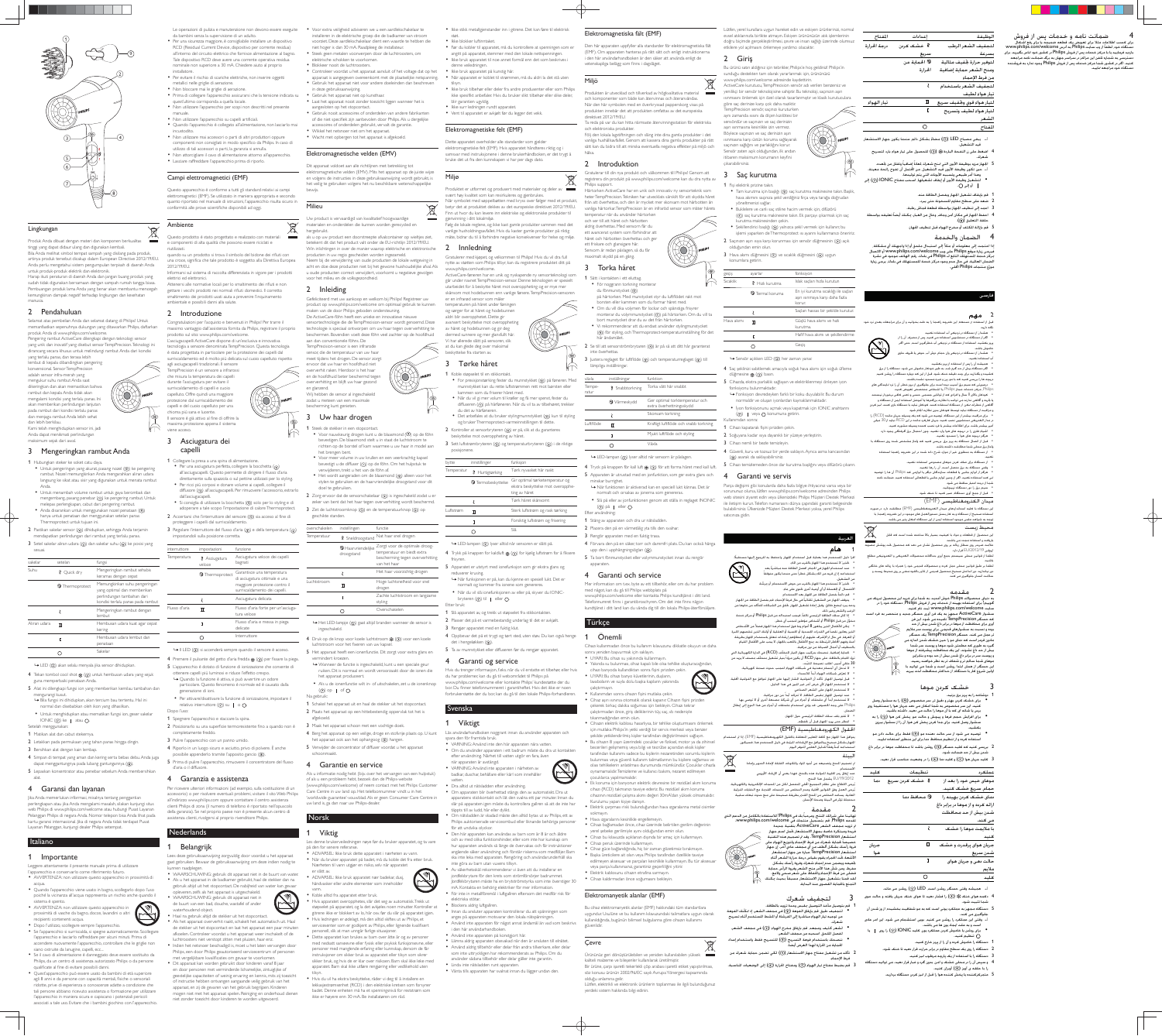## Lingkungan

Produk Anda dibuat dengan material dan komponen berkualitas tinggi yang dapat didaur ulang dan digunakan kembali.

Bila Anda melihat simbol tempat sampah yang dicoret pada produk, artinya produk tersebut dicakup dalam European Directive 2012/19/EU. Anda perlu mengetahui sistem pengumpulan terpisah di daerah Anda untuk produk-produk elektrik dan elektronik.

Harap ikuti peraturan di daerah Anda dan jangan buang produk yang sudah tidak digunakan bersama dengan sampah rumah tangga biasa. Pembuangan produk lama Anda yang benar akan membantu mencegah kemungkinan dampak negatif terhadap lingkungan dan kesehatan manusia.

## 2 Pendahuluan

Selamat atas pembelian Anda dan selamat datang di Philips! Untuk memanfaatkan sepenuhnya dukungan yang ditawarkan Philips, daftarkan produk Anda di www.philips.com/welcome.

Pengering rambut ActiveCare dilengkapi dengan teknologi sensor yang unik dan inovatif yang disebut sensor TempPrecision. Teknologi ini dirancang secara khusus untuk melindungi rambut Anda dari kondisi yang terlalu panas, dan menjaga kesehatan rambut.

Sensor TempPrecision adalah sensor infra-merah yang mengukur suhu rambut Anda saat dikeringkan dan akan menyesuaikan suhu pengering rambut secara otomatis untuk mencegah rambut dari kepanasan. Kami telah menghubungkan sensor ini, jadi Anda dapat menikmati pengeringan maksimum sejak dari awal.

## 3 Mengeringkan rambut Anda

1 Hubungkan steker ke soket catu daya.
- Untuk pengeringan yang akurat, pasang nozel ke pengering rambut.
- Untuk menambah volume rambut untuk gaya bervolume dan memberikan volume pada akar rambut, pasang diffuser.
- Anda disarankan untuk menggunakan nozel penataan hanya untuk penataan rambut.

2 Pastikan saklar sensor dihidupkan, sehingga Anda terjamin mendapatkan perlindungan dari rambut yang terlalu panas.

3 Setel saklar aliran udara dan saklar suhu ke posisi yang sesuai.

| saklar | setelan | fungsi |
|---|---|---|
| Suhu | Quick dry | Mengeringkan rambut setelah keramas dengan cepat |
| | Thermoprotect | Menggunakan suhu pengeringan yang optimal dan memberikan perlindungan tambahan dari kondisi terlalu panas pada rambut |
| | | Mengeringkan rambut dengan lembut |
| Aliran udara | | Hembusan udara kuat agar cepat kering |
| | | Hembusan udara lembut dan penataan |
| | O | Sakelar |

→ LED akan selalu menyala jika sensor dihidupkan.

4 Tekan tombol cool shot untuk hembusan udara yang sejuk guna mempertahankan bentuk.

5 Alat ini dilengkapi fungsi ion yang memberikan kemilau tambahan dan mengurangi kusut.

6 Setelah menggunakan:
1 Matikan alat dan cabut stekernya.
2 Letakkan pada permukaan yang tahan panas hingga dingin.
3 Bersihkan alat dengan kain lembap.
4 Simpan di tempat yang aman dan kering serta bebas debu.
5 Lepaskan konsentrator atau penebar sebelum Anda membersihkan alat.

## 4 Garansi dan layanan

Jika Anda memerlukan informasi, misalnya tentang penggantian perlengkapan atau jika Anda mengalami masalah, silakan kunjungi situs web Philips di www.philips.com/welcome atau hubungi Pusat Layanan Pelanggan Philips di negara Anda.

## Italiano

## 1 Importante

Leggere attentamente il presente manuale prima di utilizzare l'apparecchio e conservarlo come riferimento futuro.

## Campi elettromagnetici (EMF)

Questo apparecchio è conforme a tutti gli standard relativi ai campi elettromagnetici (EMF).

## Ambiente

Questo prodotto è stato progettato e realizzato con materiali e componenti di alta qualità che possono essere riciclati e riutilizzati.

## 2 Introduzione

Congratulazioni per l'acquisto e benvenuti in Philips! Per trarre il massimo vantaggio dall'assistenza fornita da Philips, registrate il prodotto sul sito www.philips.com/welcome.

## 3 Asciugatura dei capelli

| interruttore | impostazioni | funzione |
|---|---|---|
| Temperatura | Asciugatura veloce | Asciugatura veloce dei capelli bagnati |
| | Thermoprotect | Garantisce una temperatura di asciugatura ottimale e una maggiore protezione contro il surriscaldamento dei capelli |
| | | Asciugatura delicata |
| Flusso d'aria | | Flusso d'aria forte per un'asciugatura veloce |
| | | Flusso d'aria e messa in piega delicati |
| | O | Interruttore |

## 4 Garanzia e assistenza

Per ricevere ulteriori informazioni o in caso di problemi, visitate il sito Web Philips all'indirizzo www.philips.com o contattate il centro assistenza clienti Philips del vostro paese.

## Nederlands

## 1 Belangrijk

Lees deze gebruiksaanwijzing zorgvuldig door voordat u het apparaat gaat gebruiken. Bewaar de gebruiksaanwijzing om deze indien nodig te kunnen raadplegen.

## Elektromagnetische velden (EMV)

Dit apparaat voldoet aan alle richtlijnen met betrekking tot elektromagnetische velden (EMV).

## Milieu

## 2 Inleiding

Gefeliciteerd met uw aankoop en welkom bij Philips! Registreer uw product op www.philips.com/welcome om optimaal gebruik te kunnen maken van de door Philips geboden ondersteuning.

## 3 Uw haar drogen

| schakelaar | instellingen | functie |
|---|---|---|
| Temperatuur | Sneldrogestand | Nat haar snel drogen |
| | Haarvriendelijke droogstand | Zorgt voor de optimale droogtemperatuur en biedt extra bescherming tegen oververhitting van het haar |
| | | Het haar voorzichtig drogen |
| Luchtstroom | | Hoge luchtsnelheid voor snel drogen |
| | | Zachte luchtstroom en langzame styling |
| | O | Overschakelen |

## 4 Garantie en service

## Norsk

## 1 Viktig

## Elektromagnetiske felt (EMF)

## Miljø

## 2 Innledning

## 3 Tørke håret

| bryter | innstillinger | funksjon |
|---|---|---|
| Temperatur | Hurtigtørking | Tørk vått hår raskt |
| | Termobeskyttelse | Gir optimal tørketemperatur og ekstra beskyttelse mot overoppheting av håret |
| | | Tørk håret skånsomt |
| Luftstrøm | | Sterk luftstrøm og rask tørking |
| | | Forsiktig luftstrøm og frisering |
| | O | Slå av |

## 4 Garanti og service

## Svenska

## 1 Viktigt

## Elektromagnetiska fält (EMF)

## Miljö

## 2 Introduktion

## 3 Torka håret

| reglage | inställningar | funktion |
|---|---|---|
| Temperatur | Snabbtorkning | Torka vått hår snabbt |
| | Värmeskydd | Ger optimal torktemperatur och extra överhettningsskydd |
| | | Skonsam torkning |
| Luftflöde | | Kraftigt luftflöde och snabb torkning |
| | | Mjukt luftflöde och styling |
| | O | Växla |

## 4 Garanti och service

## Türkçe

## 1 Önemli

## Elektromanyetik alanlar (EMF)

## Çevre

## 2 Giriş

## 3 Saç kurutma

| geçiş | ayarlar | fonksiyon |
|---|---|---|
| Sıcaklık | Hızlı kurutma | Islak saçları hızla kurutur |
| | Termal koruma | En iyi kurutma sıcaklığı ile saçları aşırı ısınmaya karşı daha fazla korur |
| | | Saçları hassas bir şekilde kurutur |
| Hava akımı | | Güçlü hava akımı ve hızlı kurutma |
| | | Hafif hava akımı ve şekillendirme |
| | O | Geçiş |

## 4 Garanti ve servis

## العربية

## 1 هام

## المجالات الكهرومغناطيسية (EMF)

## البيئة

## 2 مقدمة

## 3 تجفيف شعرك

## 4 الضمان والخدمة

## فارسی

## 1 مهم

## میدان های الکترومغناطیسی (EMF)

## محیط زیست

## 2 مقدمه

## 3 خشک کردن موها

## 4 ضمانت نامه و خدمات پس از فروش